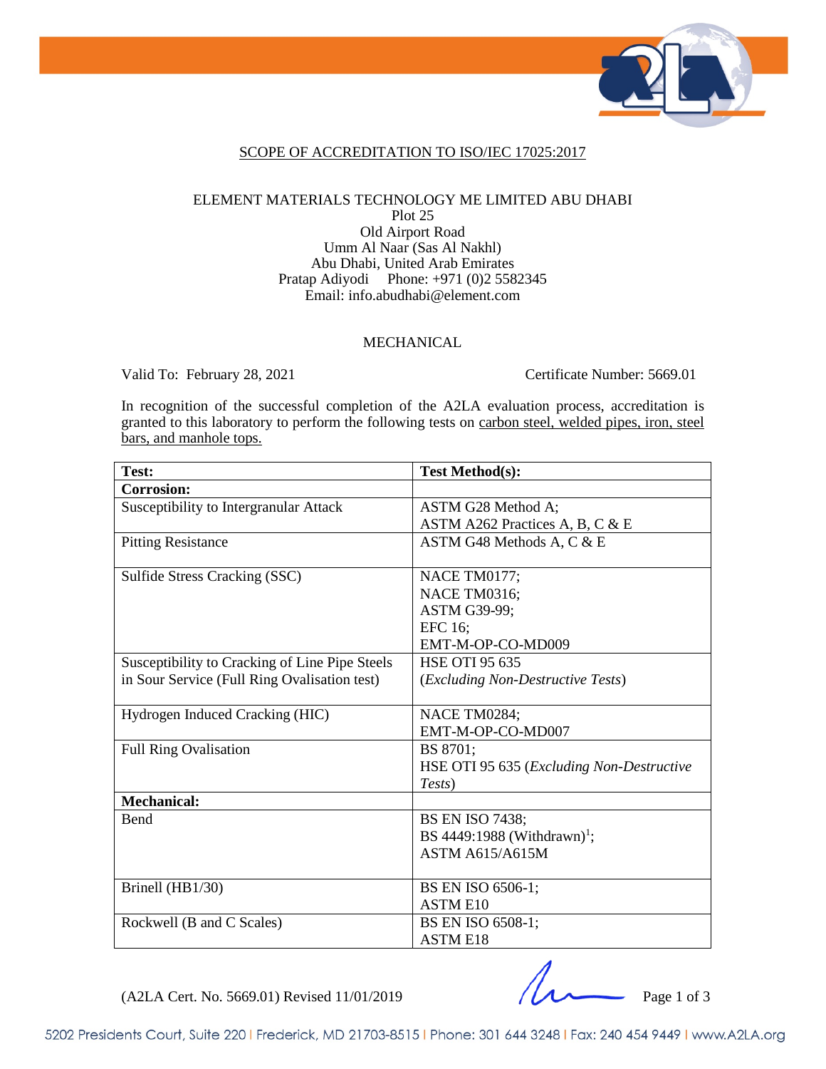## SCOPE OF ACCREDITATION TO ISO/IEC 17025:2017

ELEMENT MATERIALS TECHNOLOGY ME LIMITED ABU DHABI
Plot 25
Old Airport Road
Umm Al Naar (Sas Al Nakhl)
Abu Dhabi, United Arab Emirates
Pratap Adiyodi Phone: +971 (0)2 5582345
Email: info.abudhabi@element.com

### MECHANICAL

Valid To: February 28, 2021 Certificate Number: 5669.01

In recognition of the successful completion of the A2LA evaluation process, accreditation is granted to this laboratory to perform the following tests on carbon steel, welded pipes, iron, steel bars, and manhole tops.

| Test: | Test Method(s): |
|---|---|
| **Corrosion:** | |
| Susceptibility to Intergranular Attack | ASTM G28 Method A;<br>ASTM A262 Practices A, B, C & E |
| Pitting Resistance | ASTM G48 Methods A, C & E |
| Sulfide Stress Cracking (SSC) | NACE TM0177;<br>NACE TM0316;<br>ASTM G39-99;<br>EFC 16;<br>EMT-M-OP-CO-MD009 |
| Susceptibility to Cracking of Line Pipe Steels in Sour Service (Full Ring Ovalisation test) | HSE OTI 95 635<br>(*Excluding Non-Destructive Tests*) |
| Hydrogen Induced Cracking (HIC) | NACE TM0284;<br>EMT-M-OP-CO-MD007 |
| Full Ring Ovalisation | BS 8701;<br>HSE OTI 95 635 (*Excluding Non-Destructive Tests*) |
| **Mechanical:** | |
| Bend | BS EN ISO 7438;<br>BS 4449:1988 (Withdrawn)[1];<br>ASTM A615/A615M |
| Brinell (HB1/30) | BS EN ISO 6506-1;<br>ASTM E10 |
| Rockwell (B and C Scales) | BS EN ISO 6508-1;<br>ASTM E18 |

(A2LA Cert. No. 5669.01) Revised 11/01/2019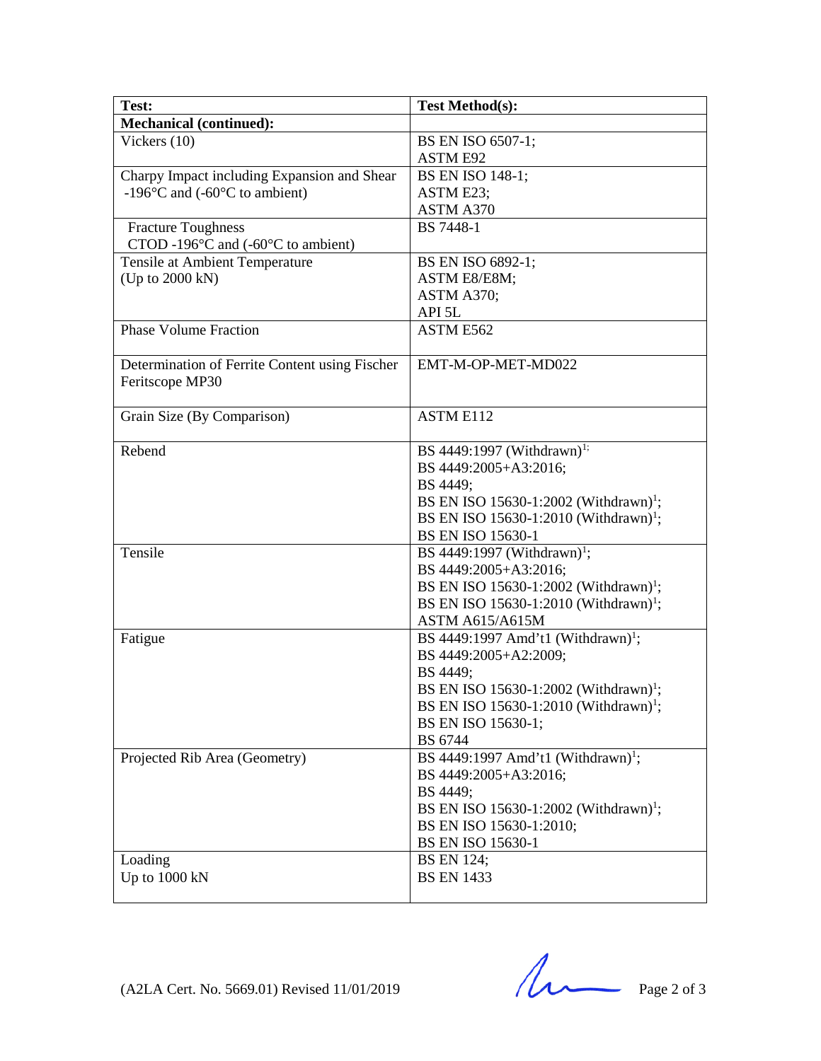| Test: | Test Method(s): |
| --- | --- |
| **Mechanical (continued):** | |
| Vickers (10) | BS EN ISO 6507-1;<br>ASTM E92 |
| Charpy Impact including Expansion and Shear -196°C and (-60°C to ambient) | BS EN ISO 148-1;<br>ASTM E23;<br>ASTM A370 |
| Fracture Toughness CTOD -196°C and (-60°C to ambient) | BS 7448-1 |
| Tensile at Ambient Temperature (Up to 2000 kN) | BS EN ISO 6892-1;<br>ASTM E8/E8M;<br>ASTM A370;<br>API 5L |
| Phase Volume Fraction | ASTM E562 |
| Determination of Ferrite Content using Fischer Feritscope MP30 | EMT-M-OP-MET-MD022 |
| Grain Size (By Comparison) | ASTM E112 |
| Rebend | BS 4449:1997 (Withdrawn)[1];<br>BS 4449:2005+A3:2016;<br>BS 4449;<br>BS EN ISO 15630-1:2002 (Withdrawn)[1];<br>BS EN ISO 15630-1:2010 (Withdrawn)[1];<br>BS EN ISO 15630-1 |
| Tensile | BS 4449:1997 (Withdrawn)[1];<br>BS 4449:2005+A3:2016;<br>BS EN ISO 15630-1:2002 (Withdrawn)[1];<br>BS EN ISO 15630-1:2010 (Withdrawn)[1];<br>ASTM A615/A615M |
| Fatigue | BS 4449:1997 Amd't1 (Withdrawn)[1];<br>BS 4449:2005+A2:2009;<br>BS 4449;<br>BS EN ISO 15630-1:2002 (Withdrawn)[1];<br>BS EN ISO 15630-1:2010 (Withdrawn)[1];<br>BS EN ISO 15630-1;<br>BS 6744 |
| Projected Rib Area (Geometry) | BS 4449:1997 Amd't1 (Withdrawn)[1];<br>BS 4449:2005+A3:2016;<br>BS 4449;<br>BS EN ISO 15630-1:2002 (Withdrawn)[1];<br>BS EN ISO 15630-1:2010;<br>BS EN ISO 15630-1 |
| Loading Up to 1000 kN | BS EN 124;<br>BS EN 1433 |

(A2LA Cert. No. 5669.01) Revised 11/01/2019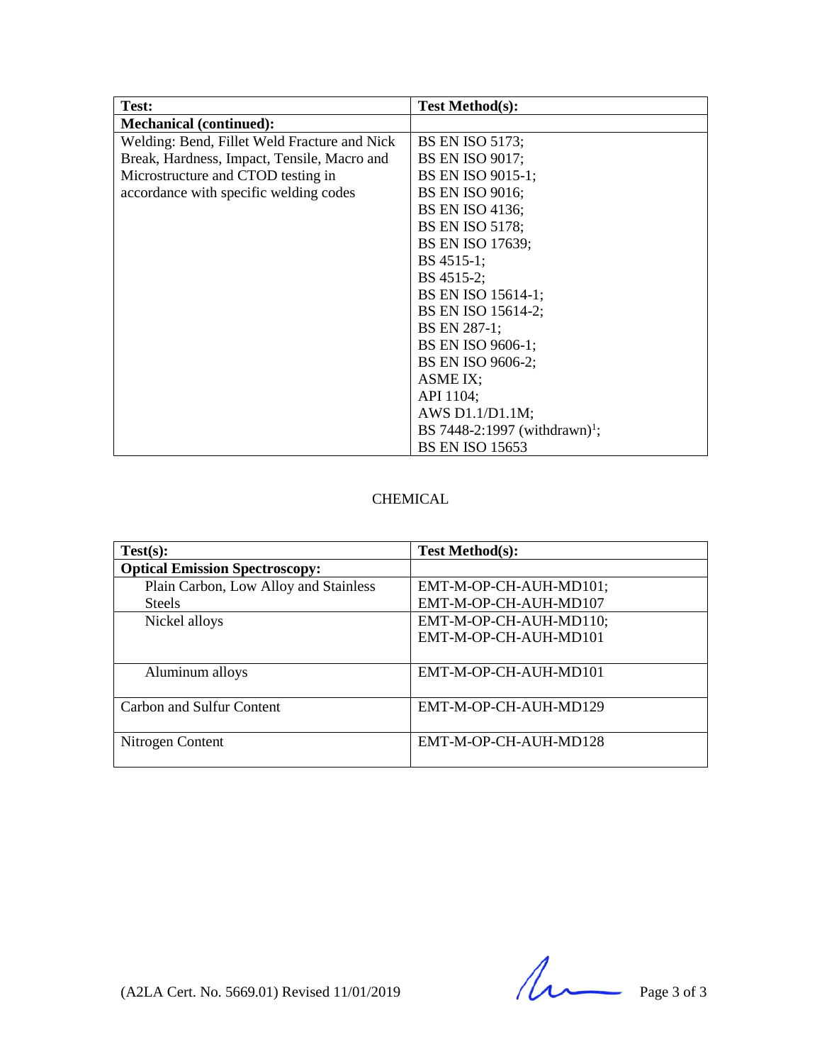| Test: | Test Method(s): |
|---|---|
| **Mechanical (continued):** | |
| Welding: Bend, Fillet Weld Fracture and Nick Break, Hardness, Impact, Tensile, Macro and Microstructure and CTOD testing in accordance with specific welding codes | BS EN ISO 5173; BS EN ISO 9017; BS EN ISO 9015-1; BS EN ISO 9016; BS EN ISO 4136; BS EN ISO 5178; BS EN ISO 17639; BS 4515-1; BS 4515-2; BS EN ISO 15614-1; BS EN ISO 15614-2; BS EN 287-1; BS EN ISO 9606-1; BS EN ISO 9606-2; ASME IX; API 1104; AWS D1.1/D1.1M; BS 7448-2:1997 (withdrawn)[1]; BS EN ISO 15653 |

CHEMICAL

| Test(s): | Test Method(s): |
|---|---|
| **Optical Emission Spectroscopy:** | |
| Plain Carbon, Low Alloy and Stainless Steels | EMT-M-OP-CH-AUH-MD101; EMT-M-OP-CH-AUH-MD107 |
| Nickel alloys | EMT-M-OP-CH-AUH-MD110; EMT-M-OP-CH-AUH-MD101 |
| Aluminum alloys | EMT-M-OP-CH-AUH-MD101 |
| Carbon and Sulfur Content | EMT-M-OP-CH-AUH-MD129 |
| Nitrogen Content | EMT-M-OP-CH-AUH-MD128 |

(A2LA Cert. No. 5669.01) Revised 11/01/2019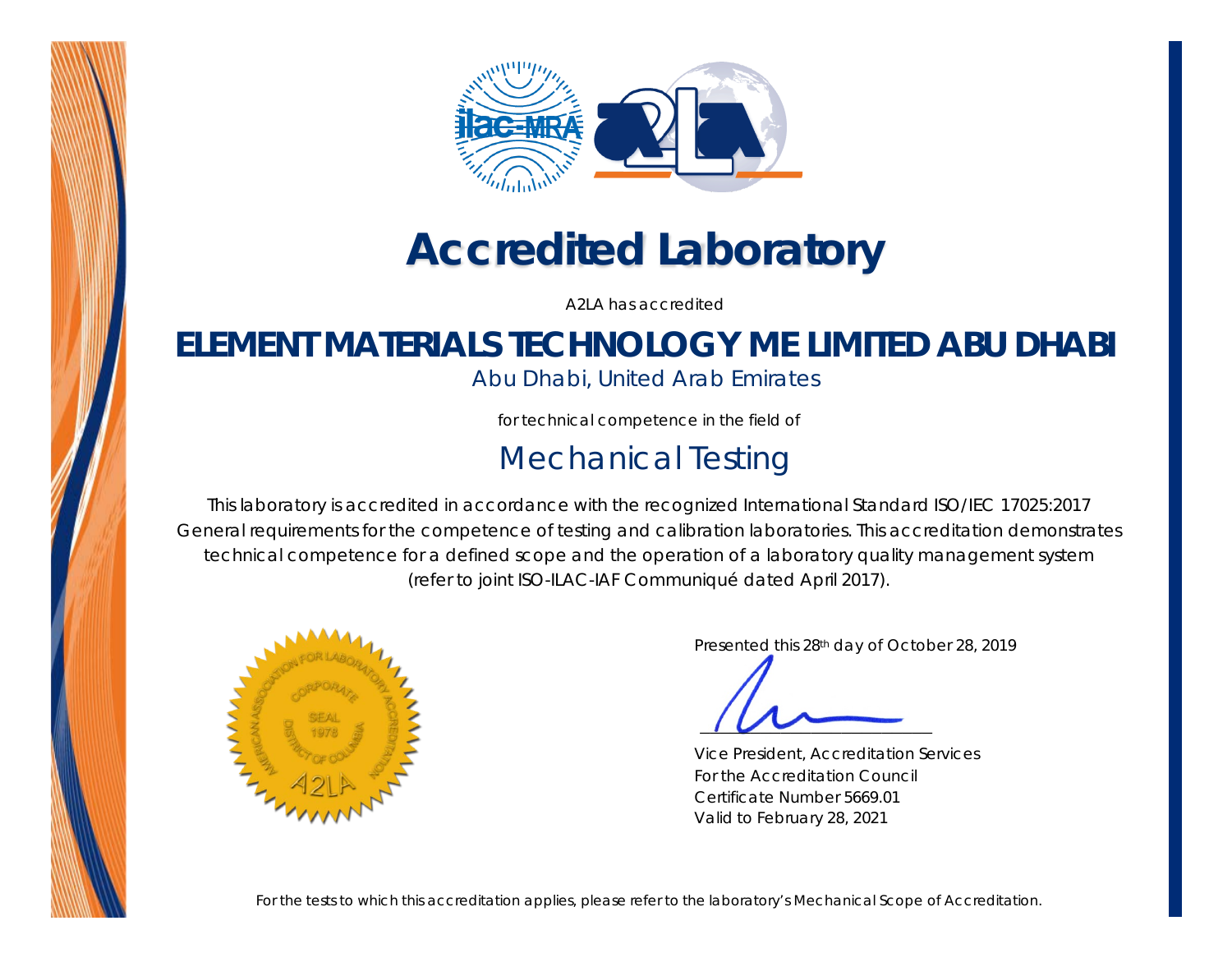# Accredited Laboratory

A2LA has accredited

## ELEMENT MATERIALS TECHNOLOGY ME LIMITED ABU DHABI

Abu Dhabi, United Arab Emirates

for technical competence in the field of

## Mechanical Testing

This laboratory is accredited in accordance with the recognized International Standard ISO/IEC 17025:2017 General requirements for the competence of testing and calibration laboratories. This accreditation demonstrates technical competence for a defined scope and the operation of a laboratory quality management system (refer to joint ISO-ILAC-IAF Communiqué dated April 2017).

Presented this 28th day of October 28, 2019

Vice President, Accreditation Services
For the Accreditation Council
Certificate Number 5669.01
Valid to February 28, 2021

For the tests to which this accreditation applies, please refer to the laboratory's Mechanical Scope of Accreditation.